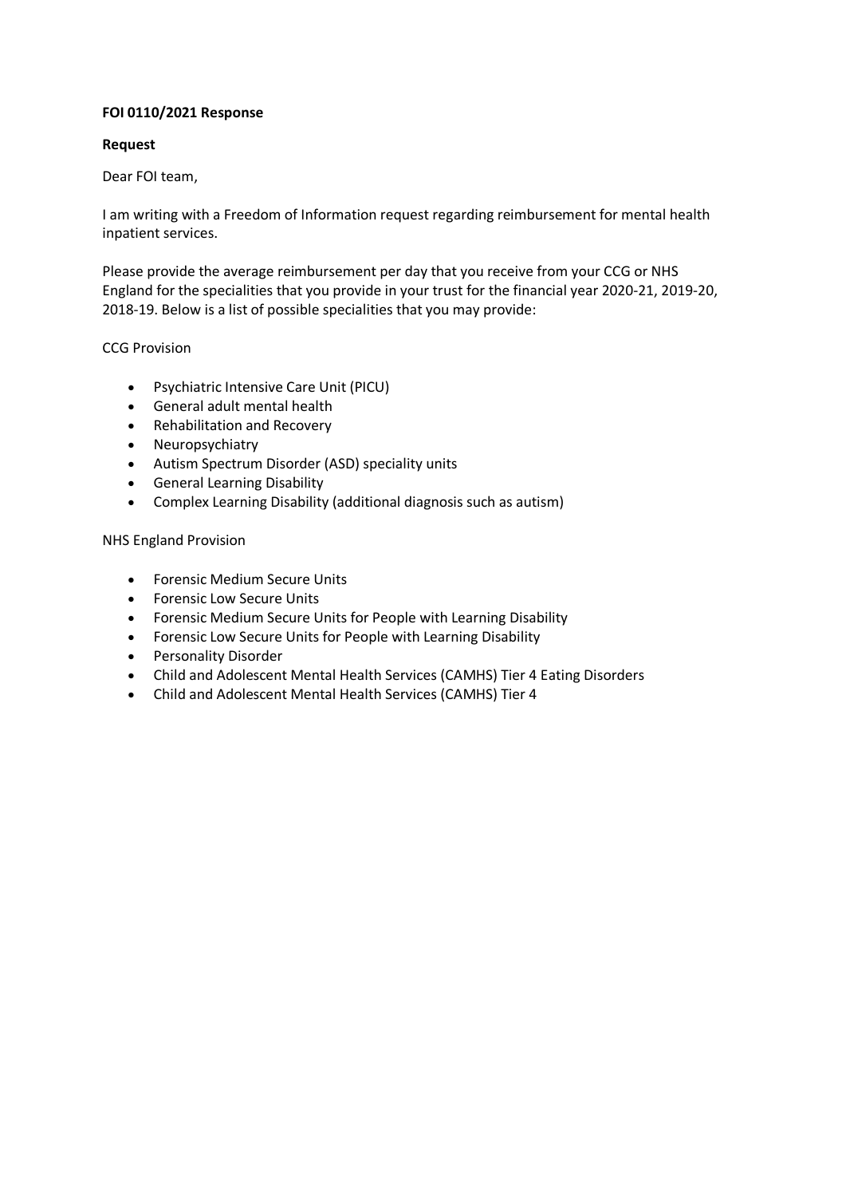**FOI 0110/2021 Response**

**Request**

Dear FOI team,

I am writing with a Freedom of Information request regarding reimbursement for mental health inpatient services.

Please provide the average reimbursement per day that you receive from your CCG or NHS England for the specialities that you provide in your trust for the financial year 2020-21, 2019-20, 2018-19. Below is a list of possible specialities that you may provide:

CCG Provision

- Psychiatric Intensive Care Unit (PICU)
- General adult mental health
- Rehabilitation and Recovery
- Neuropsychiatry
- Autism Spectrum Disorder (ASD) speciality units
- General Learning Disability
- Complex Learning Disability (additional diagnosis such as autism)

NHS England Provision

- Forensic Medium Secure Units
- Forensic Low Secure Units
- Forensic Medium Secure Units for People with Learning Disability
- Forensic Low Secure Units for People with Learning Disability
- Personality Disorder
- Child and Adolescent Mental Health Services (CAMHS) Tier 4 Eating Disorders
- Child and Adolescent Mental Health Services (CAMHS) Tier 4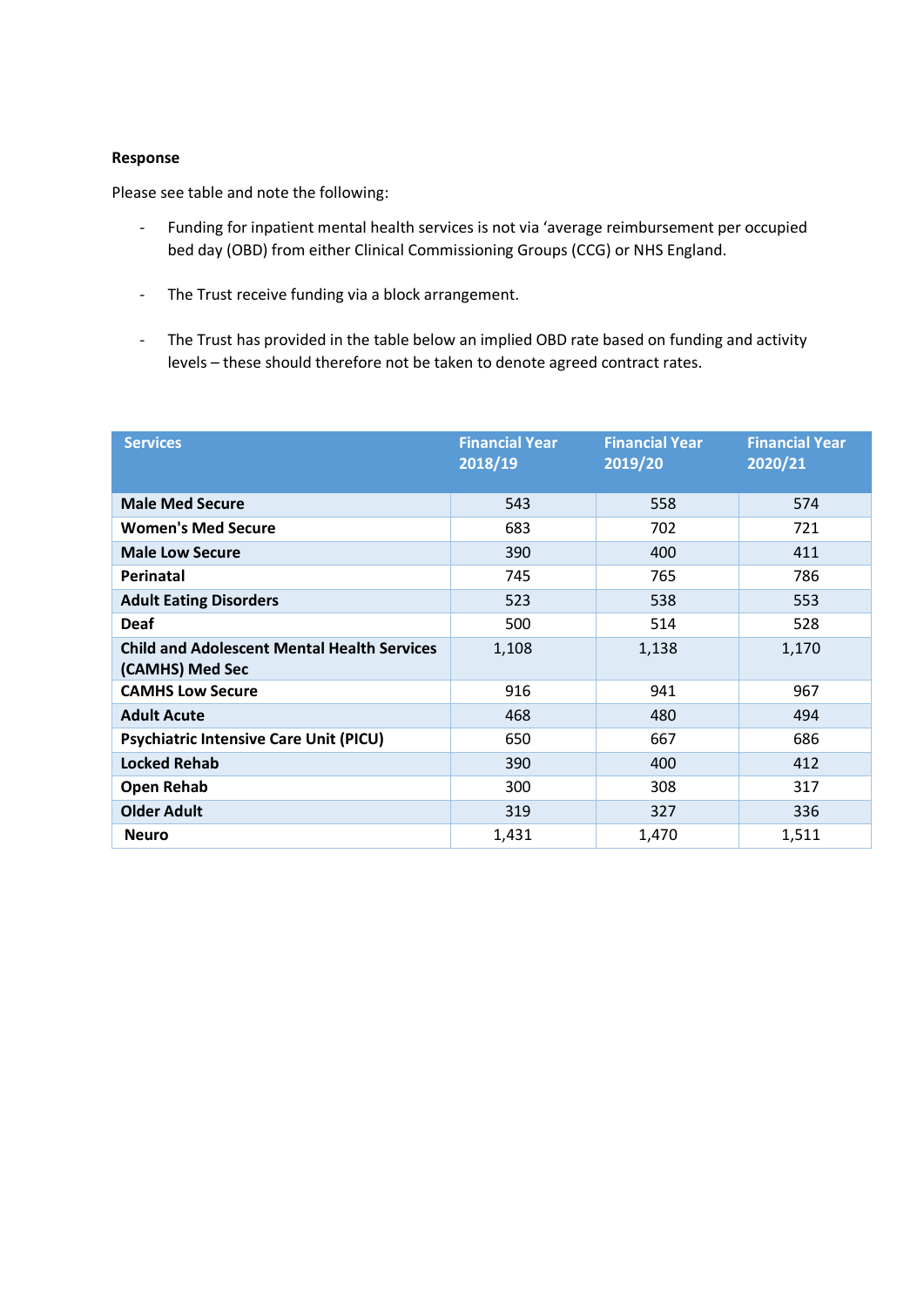**Response**

Please see table and note the following:

- Funding for inpatient mental health services is not via 'average reimbursement per occupied bed day (OBD) from either Clinical Commissioning Groups (CCG) or NHS England.
- The Trust receive funding via a block arrangement.
- The Trust has provided in the table below an implied OBD rate based on funding and activity levels – these should therefore not be taken to denote agreed contract rates.

| Services | Financial Year 2018/19 | Financial Year 2019/20 | Financial Year 2020/21 |
|---|---|---|---|
| **Male Med Secure** | 543 | 558 | 574 |
| **Women's Med Secure** | 683 | 702 | 721 |
| **Male Low Secure** | 390 | 400 | 411 |
| **Perinatal** | 745 | 765 | 786 |
| **Adult Eating Disorders** | 523 | 538 | 553 |
| **Deaf** | 500 | 514 | 528 |
| **Child and Adolescent Mental Health Services (CAMHS) Med Sec** | 1,108 | 1,138 | 1,170 |
| **CAMHS Low Secure** | 916 | 941 | 967 |
| **Adult Acute** | 468 | 480 | 494 |
| **Psychiatric Intensive Care Unit (PICU)** | 650 | 667 | 686 |
| **Locked Rehab** | 390 | 400 | 412 |
| **Open Rehab** | 300 | 308 | 317 |
| **Older Adult** | 319 | 327 | 336 |
| **Neuro** | 1,431 | 1,470 | 1,511 |